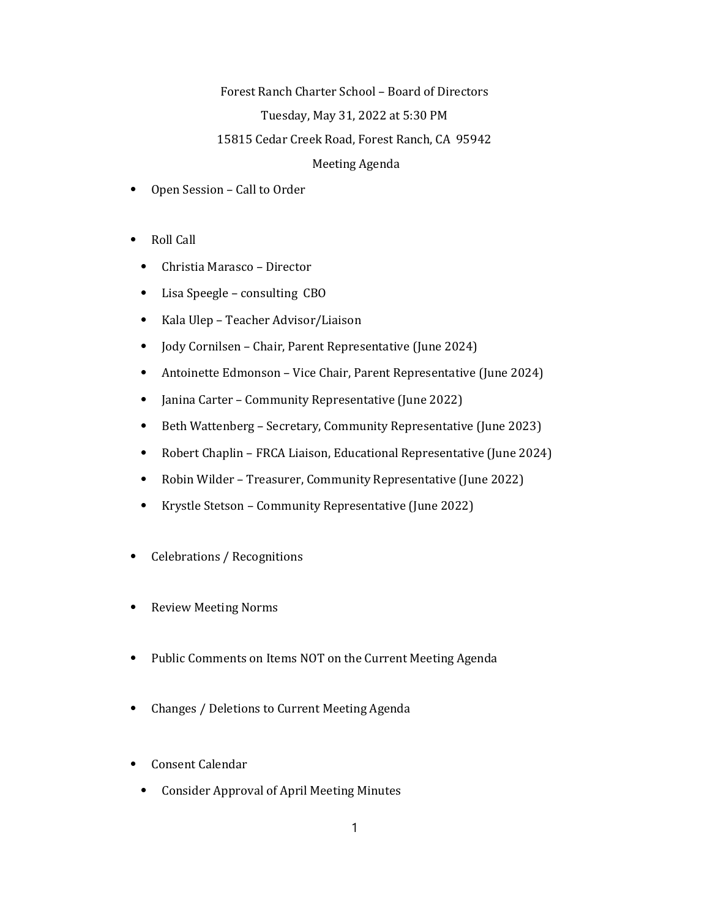Forest Ranch Charter School – Board of Directors

Tuesday, May 31, 2022 at 5:30 PM

15815 Cedar Creek Road, Forest Ranch, CA 95942

Meeting Agenda

- Open Session – Call to Order

- Roll Call
  - Christia Marasco – Director
  - Lisa Speegle – consulting CBO
  - Kala Ulep – Teacher Advisor/Liaison
  - Jody Cornilsen – Chair, Parent Representative (June 2024)
  - Antoinette Edmonson – Vice Chair, Parent Representative (June 2024)
  - Janina Carter – Community Representative (June 2022)
  - Beth Wattenberg – Secretary, Community Representative (June 2023)
  - Robert Chaplin – FRCA Liaison, Educational Representative (June 2024)
  - Robin Wilder – Treasurer, Community Representative (June 2022)
  - Krystle Stetson – Community Representative (June 2022)

- Celebrations / Recognitions

- Review Meeting Norms

- Public Comments on Items NOT on the Current Meeting Agenda

- Changes / Deletions to Current Meeting Agenda

- Consent Calendar
  - Consider Approval of April Meeting Minutes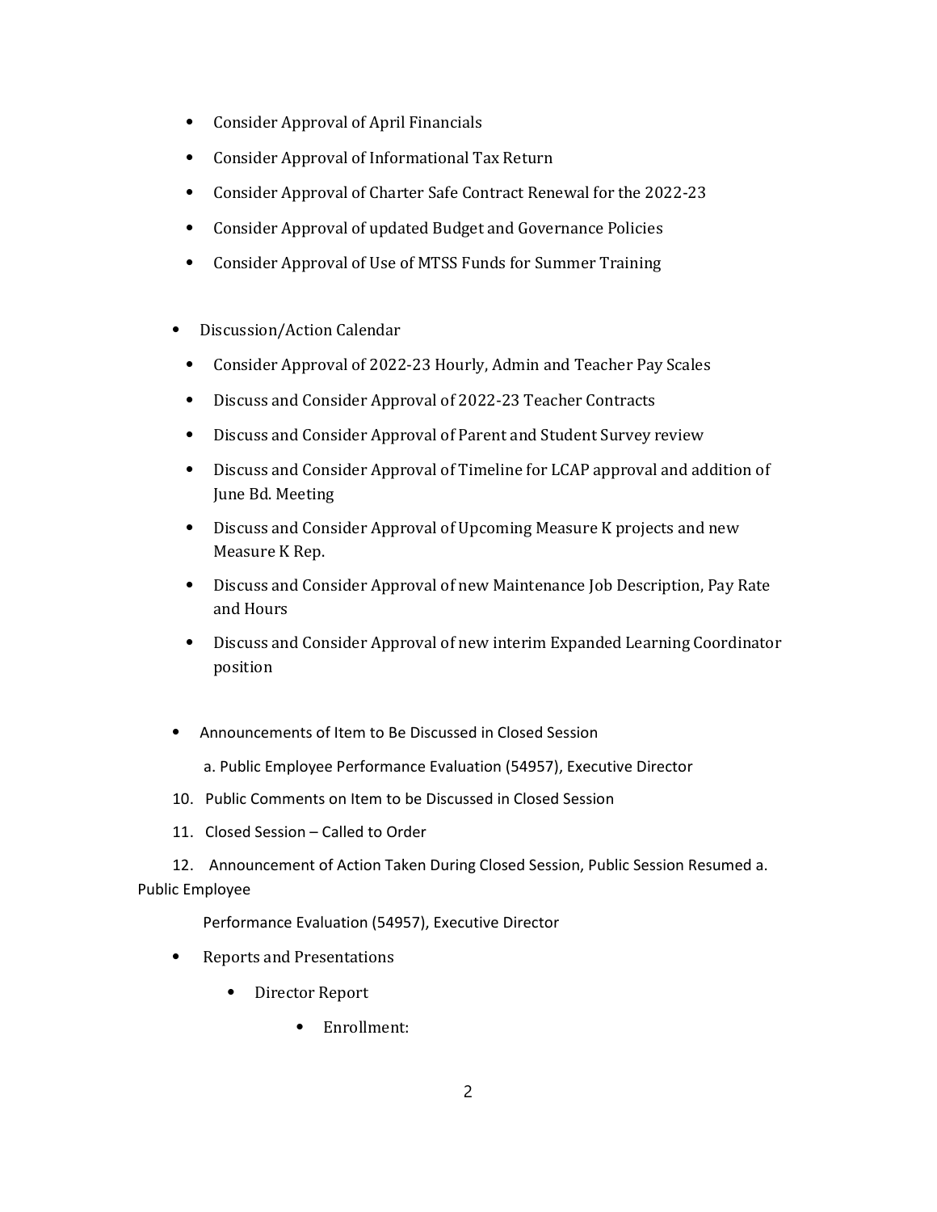- Consider Approval of April Financials
- Consider Approval of Informational Tax Return
- Consider Approval of Charter Safe Contract Renewal for the 2022-23
- Consider Approval of updated Budget and Governance Policies
- Consider Approval of Use of MTSS Funds for Summer Training

- Discussion/Action Calendar
  - Consider Approval of 2022-23 Hourly, Admin and Teacher Pay Scales
  - Discuss and Consider Approval of 2022-23 Teacher Contracts
  - Discuss and Consider Approval of Parent and Student Survey review
  - Discuss and Consider Approval of Timeline for LCAP approval and addition of June Bd. Meeting
  - Discuss and Consider Approval of Upcoming Measure K projects and new Measure K Rep.
  - Discuss and Consider Approval of new Maintenance Job Description, Pay Rate and Hours
  - Discuss and Consider Approval of new interim Expanded Learning Coordinator position

- Announcements of Item to Be Discussed in Closed Session

  a. Public Employee Performance Evaluation (54957), Executive Director

10. Public Comments on Item to be Discussed in Closed Session
11. Closed Session – Called to Order
12. Announcement of Action Taken During Closed Session, Public Session Resumed a. Public Employee

    Performance Evaluation (54957), Executive Director

- Reports and Presentations
  - Director Report
    - Enrollment: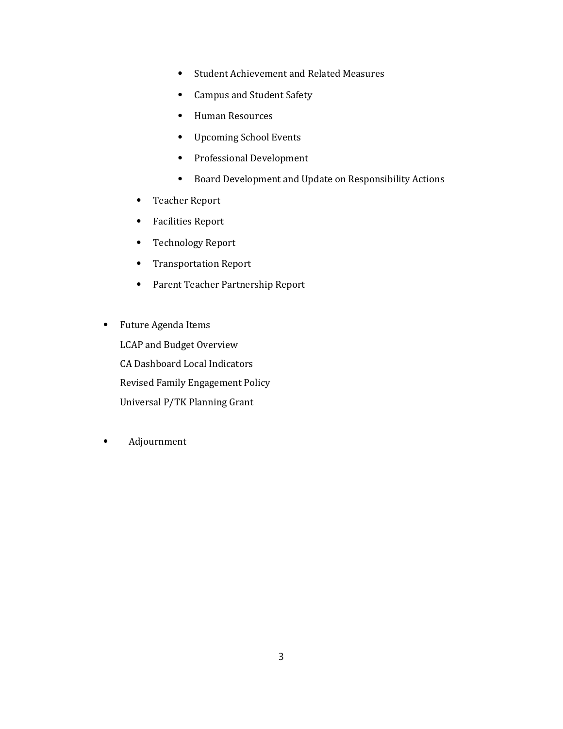- Student Achievement and Related Measures
        - Campus and Student Safety
        - Human Resources
        - Upcoming School Events
        - Professional Development
        - Board Development and Update on Responsibility Actions
    - Teacher Report
    - Facilities Report
    - Technology Report
    - Transportation Report
    - Parent Teacher Partnership Report

- Future Agenda Items

  LCAP and Budget Overview

  CA Dashboard Local Indicators

  Revised Family Engagement Policy

  Universal P/TK Planning Grant

- Adjournment